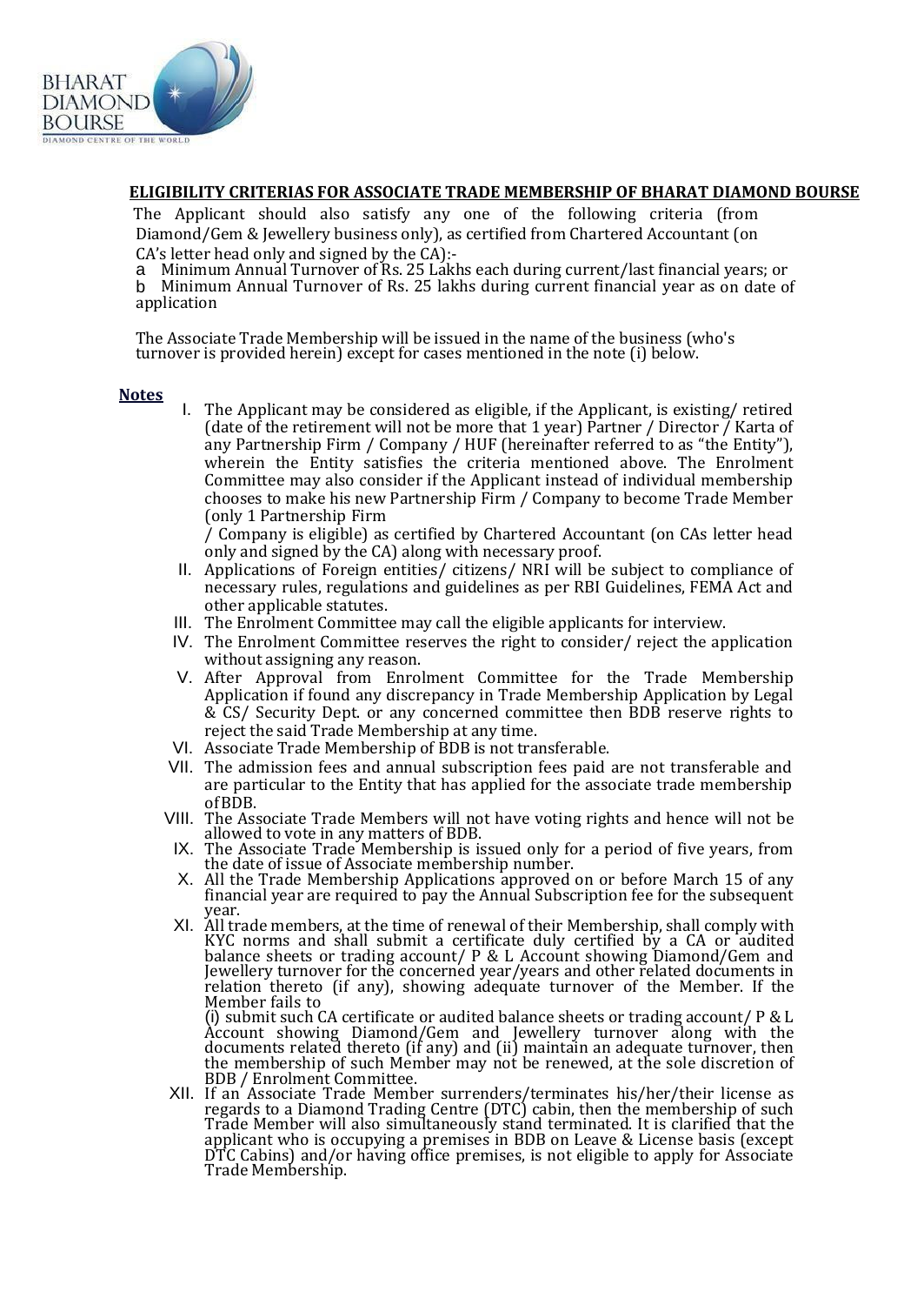# ELIGIBILITY CRITERIAS FOR ASSOCIATE TRADE MEMBERSHIP OF BHARAT DIAMOND BOURSE

The Applicant should also satisfy any one of the following criteria (from Diamond/Gem & Jewellery business only), as certified from Chartered Accountant (on CA's letter head only and signed by the CA):-

a. Minimum Annual Turnover of Rs. 25 Lakhs each during current/last financial years; or
b. Minimum Annual Turnover of Rs. 25 lakhs during current financial year as on date of application

The Associate Trade Membership will be issued in the name of the business (who's turnover is provided herein) except for cases mentioned in the note (i) below.

**Notes**

I. The Applicant may be considered as eligible, if the Applicant, is existing/ retired (date of the retirement will not be more that 1 year) Partner / Director / Karta of any Partnership Firm / Company / HUF (hereinafter referred to as "the Entity"), wherein the Entity satisfies the criteria mentioned above. The Enrolment Committee may also consider if the Applicant instead of individual membership chooses to make his new Partnership Firm / Company to become Trade Member (only 1 Partnership Firm / Company is eligible) as certified by Chartered Accountant (on CAs letter head only and signed by the CA) along with necessary proof.
II. Applications of Foreign entities/ citizens/ NRI will be subject to compliance of necessary rules, regulations and guidelines as per RBI Guidelines, FEMA Act and other applicable statutes.
III. The Enrolment Committee may call the eligible applicants for interview.
IV. The Enrolment Committee reserves the right to consider/ reject the application without assigning any reason.
V. After Approval from Enrolment Committee for the Trade Membership Application if found any discrepancy in Trade Membership Application by Legal & CS/ Security Dept. or any concerned committee then BDB reserve rights to reject the said Trade Membership at any time.
VI. Associate Trade Membership of BDB is not transferable.
VII. The admission fees and annual subscription fees paid are not transferable and are particular to the Entity that has applied for the associate trade membership of BDB.
VIII. The Associate Trade Members will not have voting rights and hence will not be allowed to vote in any matters of BDB.
IX. The Associate Trade Membership is issued only for a period of five years, from the date of issue of Associate membership number.
X. All the Trade Membership Applications approved on or before March 15 of any financial year are required to pay the Annual Subscription fee for the subsequent year.
XI. All trade members, at the time of renewal of their Membership, shall comply with KYC norms and shall submit a certificate duly certified by a CA or audited balance sheets or trading account/ P & L Account showing Diamond/Gem and Jewellery turnover for the concerned year/years and other related documents in relation thereto (if any), showing adequate turnover of the Member. If the Member fails to
(i) submit such CA certificate or audited balance sheets or trading account/ P & L Account showing Diamond/Gem and Jewellery turnover along with the documents related thereto (if any) and (ii) maintain an adequate turnover, then the membership of such Member may not be renewed, at the sole discretion of BDB / Enrolment Committee.
XII. If an Associate Trade Member surrenders/terminates his/her/their license as regards to a Diamond Trading Centre (DTC) cabin, then the membership of such Trade Member will also simultaneously stand terminated. It is clarified that the applicant who is occupying a premises in BDB on Leave & License basis (except DTC Cabins) and/or having office premises, is not eligible to apply for Associate Trade Membership.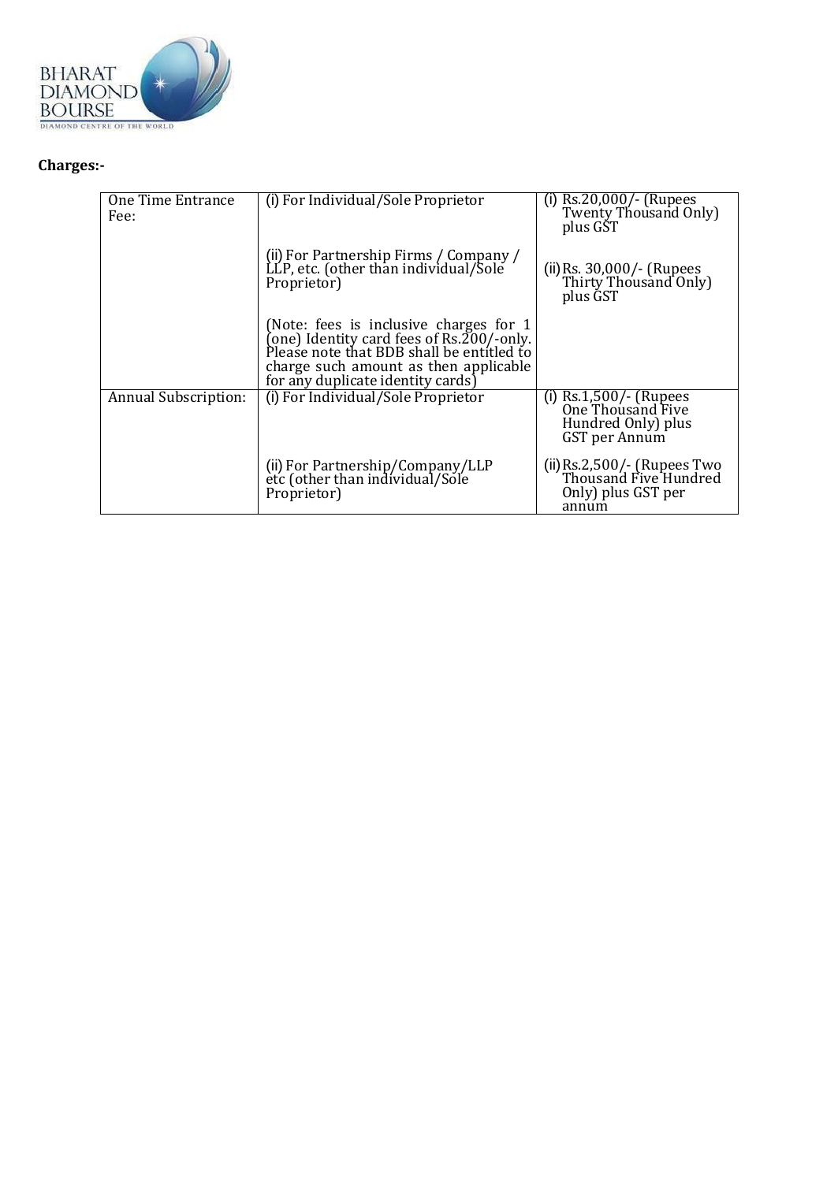**Charges:-**

| One Time Entrance Fee: | (i) For Individual/Sole Proprietor | (i) Rs.20,000/- (Rupees Twenty Thousand Only) plus GST |
|---|---|---|
| | (ii) For Partnership Firms / Company / LLP, etc. (other than individual/Sole Proprietor) | (ii) Rs. 30,000/- (Rupees Thirty Thousand Only) plus GST |
| | (Note: fees is inclusive charges for 1 (one) Identity card fees of Rs.200/-only. Please note that BDB shall be entitled to charge such amount as then applicable for any duplicate identity cards) | |
| Annual Subscription: | (i) For Individual/Sole Proprietor | (i) Rs.1,500/- (Rupees One Thousand Five Hundred Only) plus GST per Annum |
| | (ii) For Partnership/Company/LLP etc (other than individual/Sole Proprietor) | (ii) Rs.2,500/- (Rupees Two Thousand Five Hundred Only) plus GST per annum |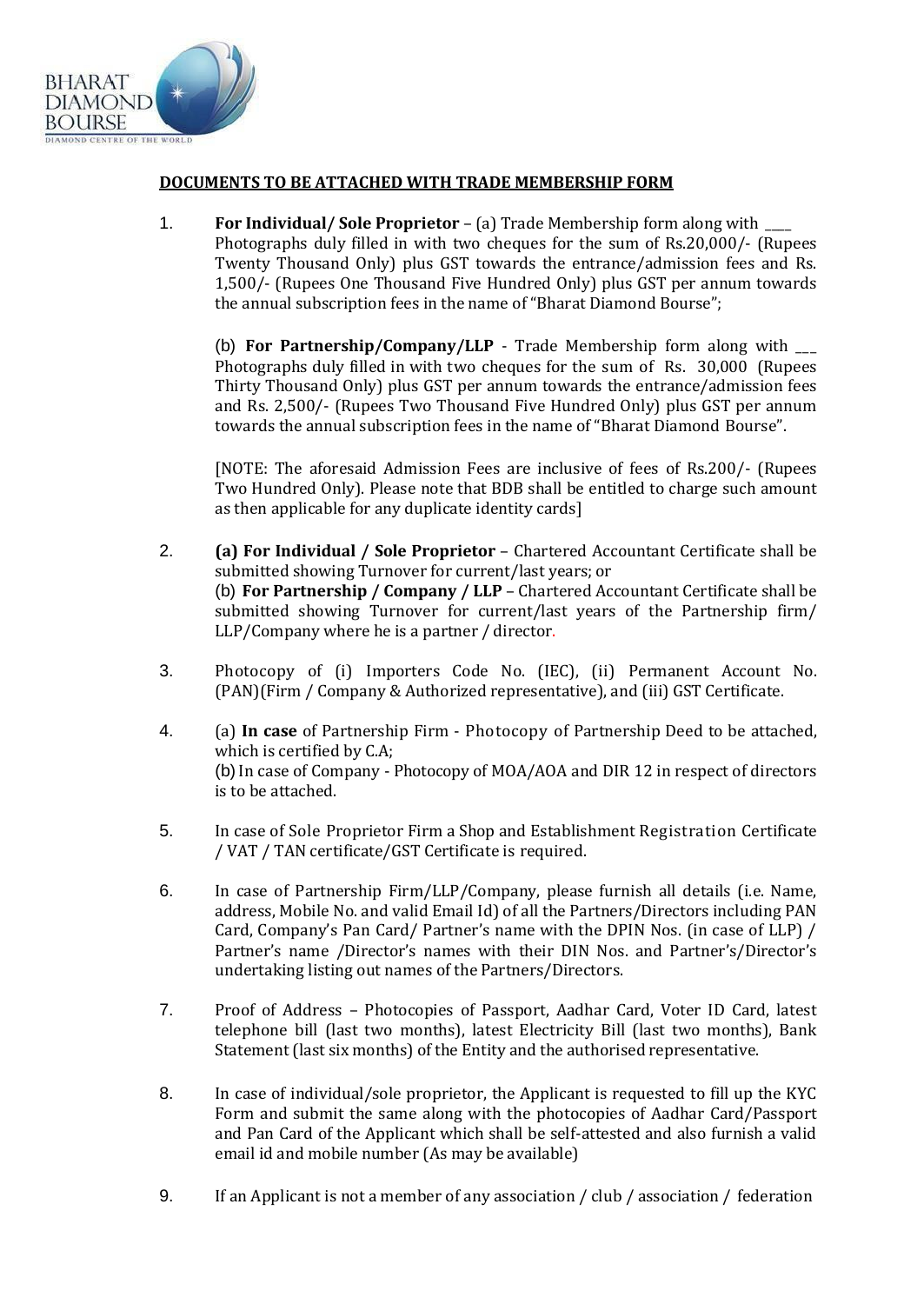## DOCUMENTS TO BE ATTACHED WITH TRADE MEMBERSHIP FORM

1. **For Individual/ Sole Proprietor** – (a) Trade Membership form along with ____ Photographs duly filled in with two cheques for the sum of Rs.20,000/- (Rupees Twenty Thousand Only) plus GST towards the entrance/admission fees and Rs. 1,500/- (Rupees One Thousand Five Hundred Only) plus GST per annum towards the annual subscription fees in the name of "Bharat Diamond Bourse";

   (b) **For Partnership/Company/LLP** - Trade Membership form along with ___ Photographs duly filled in with two cheques for the sum of Rs. 30,000 (Rupees Thirty Thousand Only) plus GST per annum towards the entrance/admission fees and Rs. 2,500/- (Rupees Two Thousand Five Hundred Only) plus GST per annum towards the annual subscription fees in the name of "Bharat Diamond Bourse".

   [NOTE: The aforesaid Admission Fees are inclusive of fees of Rs.200/- (Rupees Two Hundred Only). Please note that BDB shall be entitled to charge such amount as then applicable for any duplicate identity cards]

2. **(a) For Individual / Sole Proprietor** – Chartered Accountant Certificate shall be submitted showing Turnover for current/last years; or
   (b) **For Partnership / Company / LLP** – Chartered Accountant Certificate shall be submitted showing Turnover for current/last years of the Partnership firm/ LLP/Company where he is a partner / director.

3. Photocopy of (i) Importers Code No. (IEC), (ii) Permanent Account No. (PAN)(Firm / Company & Authorized representative), and (iii) GST Certificate.

4. (a) **In case** of Partnership Firm - Photocopy of Partnership Deed to be attached, which is certified by C.A;
   (b) In case of Company - Photocopy of MOA/AOA and DIR 12 in respect of directors is to be attached.

5. In case of Sole Proprietor Firm a Shop and Establishment Registration Certificate / VAT / TAN certificate/GST Certificate is required.

6. In case of Partnership Firm/LLP/Company, please furnish all details (i.e. Name, address, Mobile No. and valid Email Id) of all the Partners/Directors including PAN Card, Company's Pan Card/ Partner's name with the DPIN Nos. (in case of LLP) / Partner's name /Director's names with their DIN Nos. and Partner's/Director's undertaking listing out names of the Partners/Directors.

7. Proof of Address – Photocopies of Passport, Aadhar Card, Voter ID Card, latest telephone bill (last two months), latest Electricity Bill (last two months), Bank Statement (last six months) of the Entity and the authorised representative.

8. In case of individual/sole proprietor, the Applicant is requested to fill up the KYC Form and submit the same along with the photocopies of Aadhar Card/Passport and Pan Card of the Applicant which shall be self-attested and also furnish a valid email id and mobile number (As may be available)

9. If an Applicant is not a member of any association / club / association / federation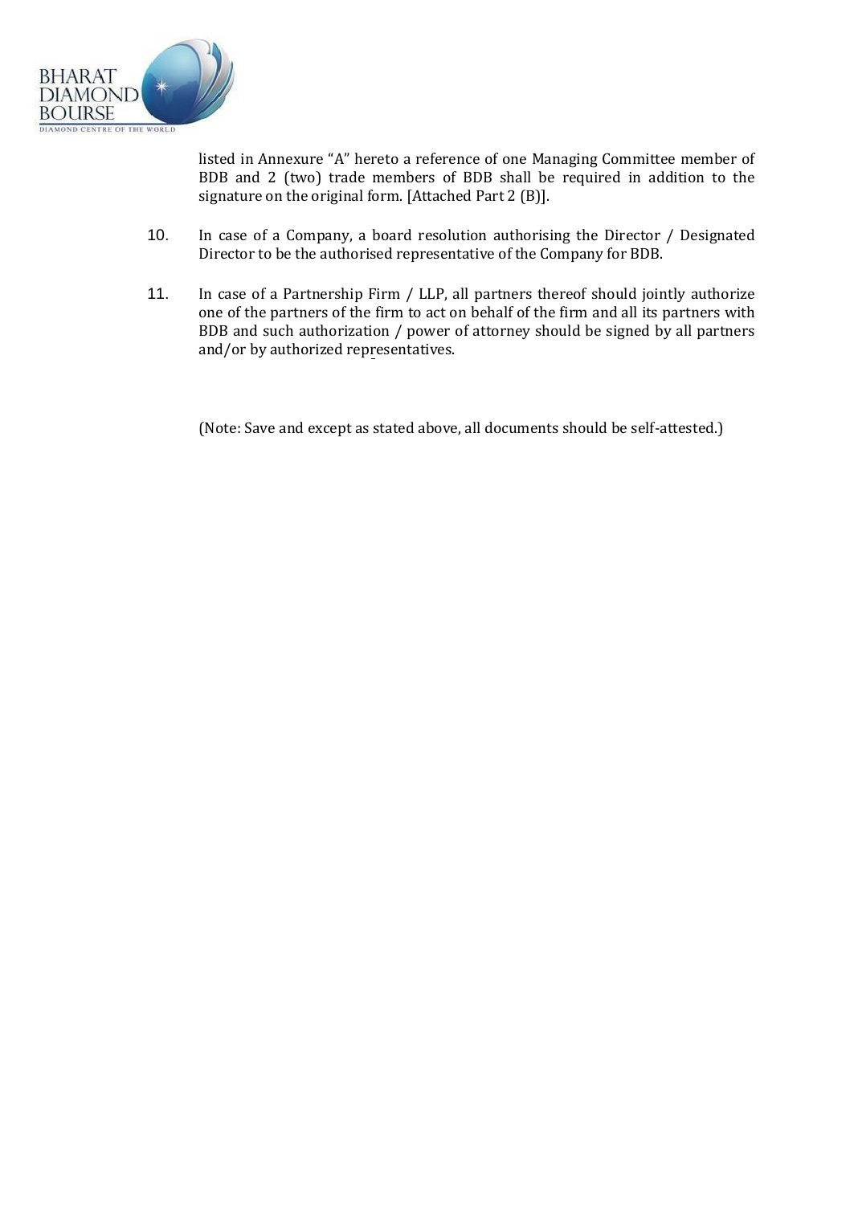listed in Annexure "A" hereto a reference of one Managing Committee member of BDB and 2 (two) trade members of BDB shall be required in addition to the signature on the original form. [Attached Part 2 (B)].

10. In case of a Company, a board resolution authorising the Director / Designated Director to be the authorised representative of the Company for BDB.

11. In case of a Partnership Firm / LLP, all partners thereof should jointly authorize one of the partners of the firm to act on behalf of the firm and all its partners with BDB and such authorization / power of attorney should be signed by all partners and/or by authorized representatives.

(Note: Save and except as stated above, all documents should be self-attested.)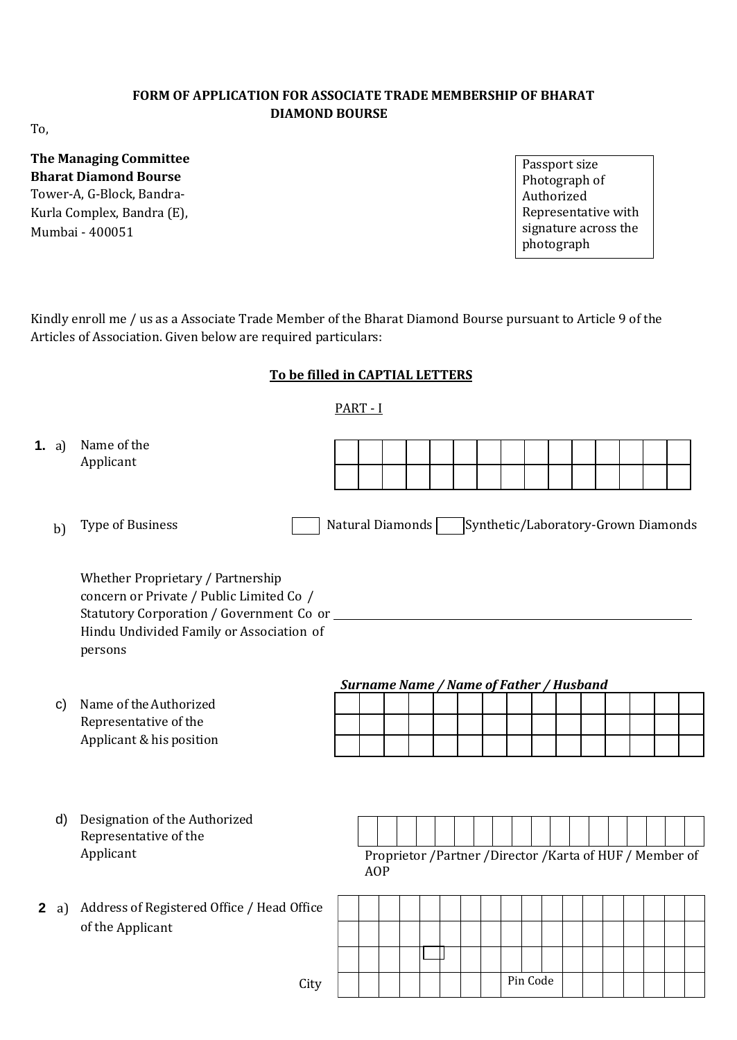**FORM OF APPLICATION FOR ASSOCIATE TRADE MEMBERSHIP OF BHARAT DIAMOND BOURSE**

To,

**The Managing Committee**
**Bharat Diamond Bourse**
Tower-A, G-Block, Bandra-Kurla Complex, Bandra (E),
Mumbai - 400051

Passport size Photograph of Authorized Representative with signature across the photograph

Kindly enroll me / us as a Associate Trade Member of the Bharat Diamond Bourse pursuant to Article 9 of the Articles of Association. Given below are required particulars:

**To be filled in CAPTIAL LETTERS**

PART - I

**1.** a) Name of the Applicant

b) Type of Business ☐ Natural Diamonds ☐ Synthetic/Laboratory-Grown Diamonds

Whether Proprietary / Partnership concern or Private / Public Limited Co / Statutory Corporation / Government Co or Hindu Undivided Family or Association of persons ____________________

c) Name of the Authorized Representative of the Applicant & his position

***Surname Name / Name of Father / Husband***

d) Designation of the Authorized Representative of the Applicant

Proprietor /Partner /Director /Karta of HUF / Member of AOP

**2** a) Address of Registered Office / Head Office of the Applicant

City Pin Code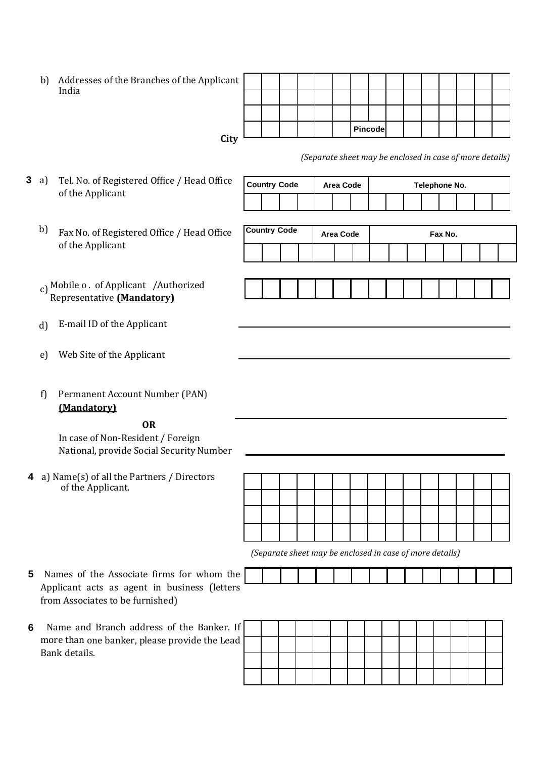b) Addresses of the Branches of the Applicant India

| | | | | | | | | | | | | | | |
|---|---|---|---|---|---|---|---|---|---|---|---|---|---|---|
| | | | | | | | | | | | | | | |
| | | | | | | | | | | | | | | |
| | | | | | | | | | | | | | | |
| | | | | | | **Pincode** | | | | | | | | |

**City**

*(Separate sheet may be enclosed in case of more details)*

**3** a) Tel. No. of Registered Office / Head Office of the Applicant

| **Country Code** | | | | **Area Code** | | | **Telephone No.** | | | | | | | |
|---|---|---|---|---|---|---|---|---|---|---|---|---|---|---|
| | | | | | | | | | | | | | | |

b) Fax No. of Registered Office / Head Office of the Applicant

| **Country Code** | | | | **Area Code** | | | **Fax No.** | | | | | | | |
|---|---|---|---|---|---|---|---|---|---|---|---|---|---|---|
| | | | | | | | | | | | | | | |

c) Mobile o . of Applicant /Authorized Representative **(Mandatory)**

| | | | | | | | | | | | | | | |
|---|---|---|---|---|---|---|---|---|---|---|---|---|---|---|

d) E-mail ID of the Applicant ____________________

e) Web Site of the Applicant ____________________

f) Permanent Account Number (PAN) **(Mandatory)** ____________________

**OR**

In case of Non-Resident / Foreign National, provide Social Security Number ____________________

**4** a) Name(s) of all the Partners / Directors of the Applicant.

| | | | | | | | | | | | | | | |
|---|---|---|---|---|---|---|---|---|---|---|---|---|---|---|
| | | | | | | | | | | | | | | |
| | | | | | | | | | | | | | | |
| | | | | | | | | | | | | | | |
| | | | | | | | | | | | | | | |

*(Separate sheet may be enclosed in case of more details)*

**5** Names of the Associate firms for whom the Applicant acts as agent in business (letters from Associates to be furnished)

| | | | | | | | | | | | | | | |
|---|---|---|---|---|---|---|---|---|---|---|---|---|---|---|

**6** Name and Branch address of the Banker. If more than one banker, please provide the Lead Bank details.

| | | | | | | | | | | | | | | |
|---|---|---|---|---|---|---|---|---|---|---|---|---|---|---|
| | | | | | | | | | | | | | | |
| | | | | | | | | | | | | | | |
| | | | | | | | | | | | | | | |
| | | | | | | | | | | | | | | |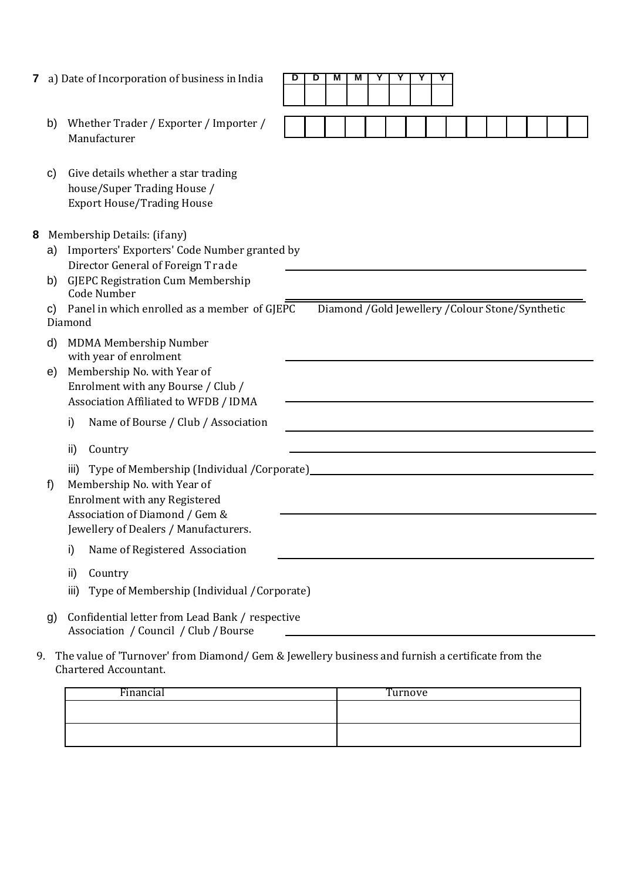**7** a) Date of Incorporation of business in India

| D | D | M | M | Y | Y | Y | Y |
|---|---|---|---|---|---|---|---|
| | | | | | | | |

b) Whether Trader / Exporter / Importer / Manufacturer

c) Give details whether a star trading house/Super Trading House / Export House/Trading House

**8** Membership Details: (if any)

a) Importers' Exporters' Code Number granted by Director General of Foreign Trade ______________________

b) GJEPC Registration Cum Membership Code Number ______________________

c) Panel in which enrolled as a member of GJEPC  Diamond / Gold Jewellery / Colour Stone/Synthetic Diamond

d) MDMA Membership Number with year of enrolment ______________________

e) Membership No. with Year of Enrolment with any Bourse / Club / Association Affiliated to WFDB / IDMA ______________________

i) Name of Bourse / Club / Association ______________________

ii) Country ______________________

iii) Type of Membership (Individual / Corporate) ______________________

f) Membership No. with Year of Enrolment with any Registered Association of Diamond / Gem & Jewellery of Dealers / Manufacturers. ______________________

i) Name of Registered Association ______________________

ii) Country

iii) Type of Membership (Individual / Corporate)

g) Confidential letter from Lead Bank / respective Association / Council / Club / Bourse ______________________

9. The value of 'Turnover' from Diamond/ Gem & Jewellery business and furnish a certificate from the Chartered Accountant.

| Financial | Turnove |
|---|---|
| | |
| | |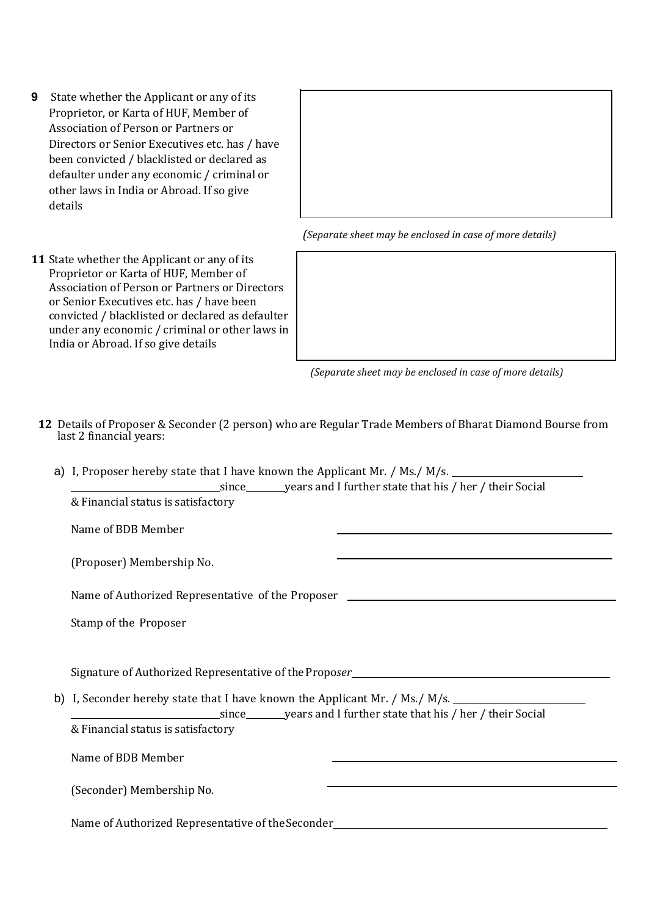**9** State whether the Applicant or any of its Proprietor, or Karta of HUF, Member of Association of Person or Partners or Directors or Senior Executives etc. has / have been convicted / blacklisted or declared as defaulter under any economic / criminal or other laws in India or Abroad. If so give details

| |
|---|
| |

*(Separate sheet may be enclosed in case of more details)*

**11** State whether the Applicant or any of its Proprietor or Karta of HUF, Member of Association of Person or Partners or Directors or Senior Executives etc. has / have been convicted / blacklisted or declared as defaulter under any economic / criminal or other laws in India or Abroad. If so give details

| |
|---|
| |

*(Separate sheet may be enclosed in case of more details)*

**12** Details of Proposer & Seconder (2 person) who are Regular Trade Members of Bharat Diamond Bourse from last 2 financial years:

a) I, Proposer hereby state that I have known the Applicant Mr. / Ms./ M/s. ______________________ ______________________since________years and I further state that his / her / their Social & Financial status is satisfactory

Name of BDB Member ______________________________

(Proposer) Membership No. ______________________________

Name of Authorized Representative of the Proposer ______________________________

Stamp of the Proposer

Signature of Authorized Representative of the Propo*ser*______________________________

b) I, Seconder hereby state that I have known the Applicant Mr. / Ms./ M/s. ______________________ ______________________since________years and I further state that his / her / their Social & Financial status is satisfactory

Name of BDB Member ______________________________

(Seconder) Membership No. ______________________________

Name of Authorized Representative of the Seconder______________________________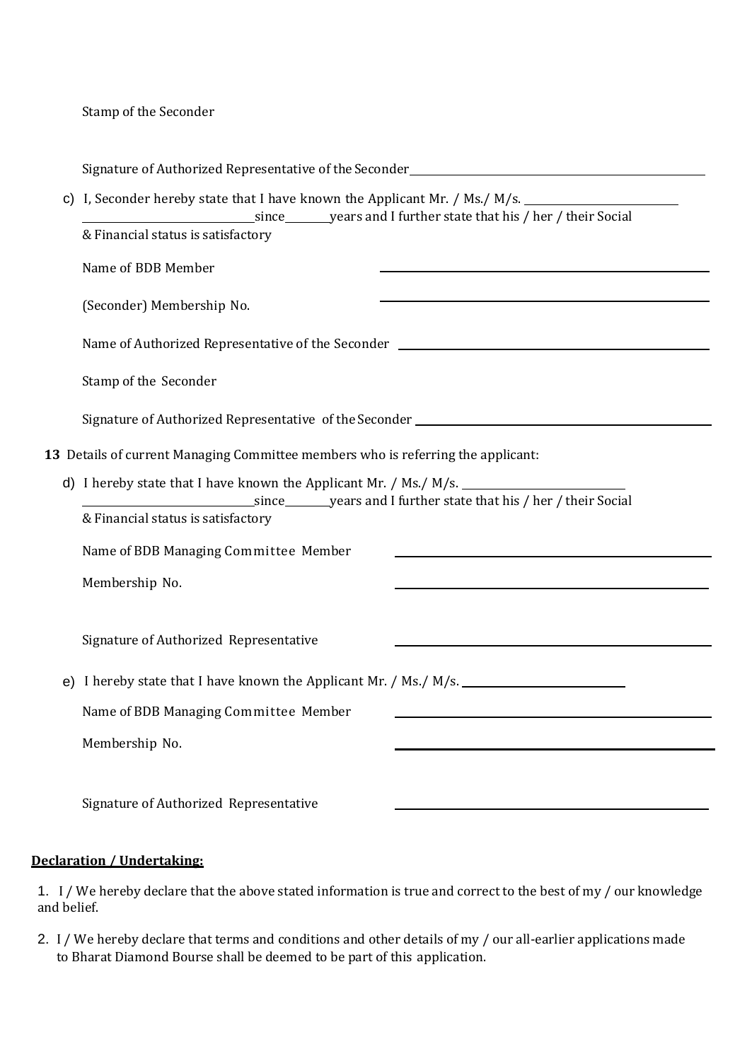Stamp of the Seconder

Signature of Authorized Representative of the Seconder ____________________

c) I, Seconder hereby state that I have known the Applicant Mr. / Ms./ M/s. ____________________ ____________________ since ______ years and I further state that his / her / their Social & Financial status is satisfactory

Name of BDB Member ____________________

(Seconder) Membership No. ____________________

Name of Authorized Representative of the Seconder ____________________

Stamp of the Seconder

Signature of Authorized Representative of the Seconder ____________________

**13** Details of current Managing Committee members who is referring the applicant:

d) I hereby state that I have known the Applicant Mr. / Ms./ M/s. ____________________ ____________________ since ______ years and I further state that his / her / their Social & Financial status is satisfactory

Name of BDB Managing Committee Member ____________________

Membership No. ____________________

Signature of Authorized Representative ____________________

e) I hereby state that I have known the Applicant Mr. / Ms./ M/s. ____________________

Name of BDB Managing Committee Member ____________________

Membership No. ____________________

Signature of Authorized Representative ____________________

**<u>Declaration / Undertaking:</u>**

1. I / We hereby declare that the above stated information is true and correct to the best of my / our knowledge and belief.

2. I / We hereby declare that terms and conditions and other details of my / our all-earlier applications made to Bharat Diamond Bourse shall be deemed to be part of this application.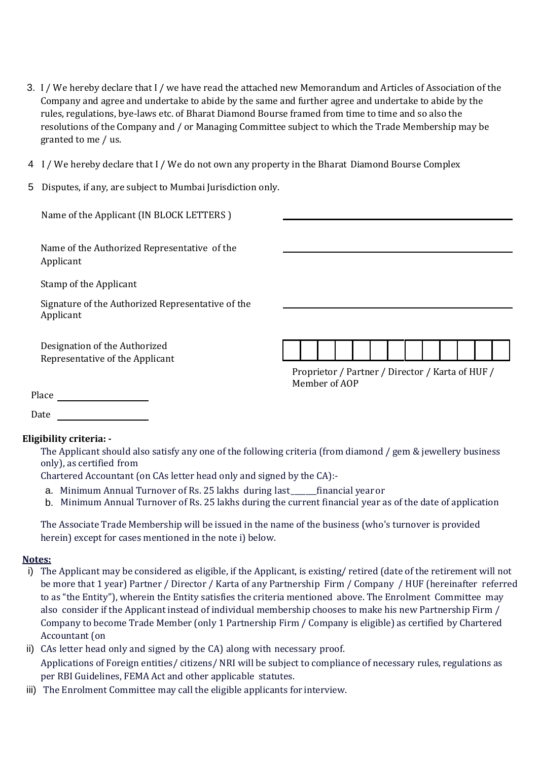3. I / We hereby declare that I / we have read the attached new Memorandum and Articles of Association of the Company and agree and undertake to abide by the same and further agree and undertake to abide by the rules, regulations, bye-laws etc. of Bharat Diamond Bourse framed from time to time and so also the resolutions of the Company and / or Managing Committee subject to which the Trade Membership may be granted to me / us.

4 I / We hereby declare that I / We do not own any property in the Bharat Diamond Bourse Complex

5 Disputes, if any, are subject to Mumbai Jurisdiction only.

Name of the Applicant (IN BLOCK LETTERS ) ______________________________

Name of the Authorized Representative of the Applicant ______________________________

Stamp of the Applicant

Signature of the Authorized Representative of the Applicant ______________________________

Designation of the Authorized Representative of the Applicant

| | | | | | | | | | | | | |
|---|---|---|---|---|---|---|---|---|---|---|---|---|
| | | | | | | | | | | | | |

Proprietor / Partner / Director / Karta of HUF / Member of AOP

Place ____________________

Date ____________________

**Eligibility criteria: -**

The Applicant should also satisfy any one of the following criteria (from diamond / gem & jewellery business only), as certified from Chartered Accountant (on CAs letter head only and signed by the CA):-

a. Minimum Annual Turnover of Rs. 25 lakhs during last_______financial year or
b. Minimum Annual Turnover of Rs. 25 lakhs during the current financial year as of the date of application

The Associate Trade Membership will be issued in the name of the business (who's turnover is provided herein) except for cases mentioned in the note i) below.

**Notes:**

i) The Applicant may be considered as eligible, if the Applicant, is existing/ retired (date of the retirement will not be more that 1 year) Partner / Director / Karta of any Partnership Firm / Company / HUF (hereinafter referred to as "the Entity"), wherein the Entity satisfies the criteria mentioned above. The Enrolment Committee may also consider if the Applicant instead of individual membership chooses to make his new Partnership Firm / Company to become Trade Member (only 1 Partnership Firm / Company is eligible) as certified by Chartered Accountant (on

ii) CAs letter head only and signed by the CA) along with necessary proof. Applications of Foreign entities/ citizens/ NRI will be subject to compliance of necessary rules, regulations as per RBI Guidelines, FEMA Act and other applicable statutes.

iii) The Enrolment Committee may call the eligible applicants for interview.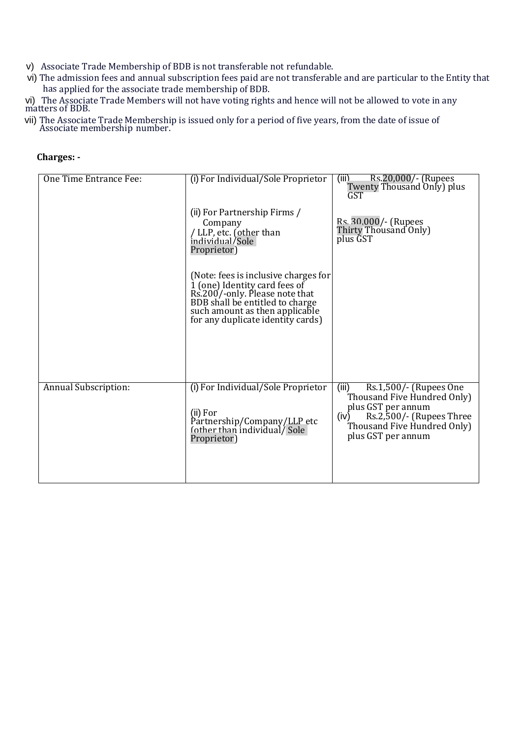v) Associate Trade Membership of BDB is not transferable not refundable.

vi) The admission fees and annual subscription fees paid are not transferable and are particular to the Entity that has applied for the associate trade membership of BDB.

vi) The Associate Trade Members will not have voting rights and hence will not be allowed to vote in any matters of BDB.

vii) The Associate Trade Membership is issued only for a period of five years, from the date of issue of Associate membership number.

**Charges: -**

| One Time Entrance Fee: | (i) For Individual/Sole Proprietor<br><br>(ii) For Partnership Firms / Company / LLP, etc. (other than individual/Sole Proprietor)<br><br>(Note: fees is inclusive charges for 1 (one) Identity card fees of Rs.200/-only. Please note that BDB shall be entitled to charge such amount as then applicable for any duplicate identity cards) | (iii) Rs.20,000/- (Rupees Twenty Thousand Only) plus GST<br><br>Rs. 30,000/- (Rupees Thirty Thousand Only) plus GST |
|---|---|---|
| Annual Subscription: | (i) For Individual/Sole Proprietor<br><br>(ii) For Partnership/Company/LLP etc (other than individual/ Sole Proprietor) | (iii) Rs.1,500/- (Rupees One Thousand Five Hundred Only) plus GST per annum<br>(iv) Rs.2,500/- (Rupees Three Thousand Five Hundred Only) plus GST per annum |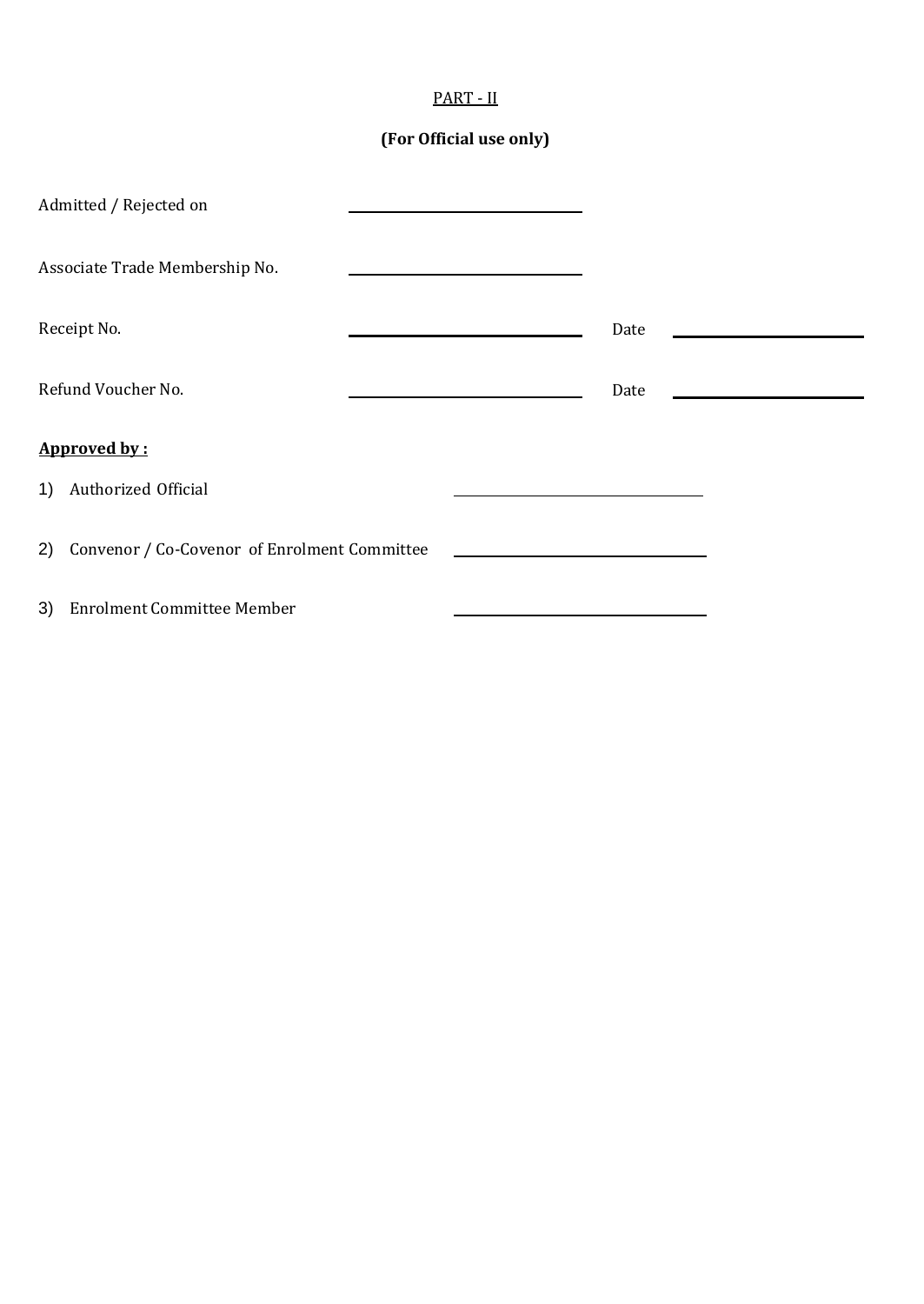PART - II

**(For Official use only)**

Admitted / Rejected on ____________________

Associate Trade Membership No. ____________________

Receipt No. ____________________ Date ____________________

Refund Voucher No. ____________________ Date ____________________

**Approved by :**

1) Authorized Official ____________________

2) Convenor / Co-Covenor of Enrolment Committee ____________________

3) Enrolment Committee Member ____________________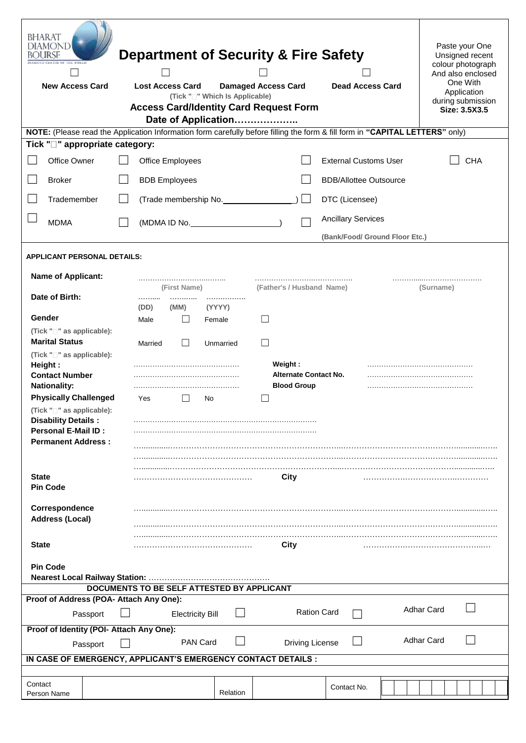BHARAT DIAMOND BOURSE

# Department of Security & Fire Safety

☐ New Access Card ☐ Lost Access Card ☐ Damaged Access Card ☐ Dead Access Card

(Tick "☐" Which Is Applicable)

## Access Card/Identity Card Request Form

**Date of Application………………..**

Paste your One Unsigned recent colour photograph And also enclosed One With Application during submission **Size: 3.5X3.5**

**NOTE:** (Please read the Application Information form carefully before filling the form & fill form in **"CAPITAL LETTERS"** only)

**Tick "☐" appropriate category:**

| | | | |
|---|---|---|---|
| ☐ Office Owner | ☐ Office Employees | ☐ External Customs User | ☐ CHA |
| ☐ Broker | ☐ BDB Employees | ☐ BDB/Allottee Outsource | |
| ☐ Trademember | ☐ (Trade membership No.______________) | ☐ DTC (Licensee) | |
| ☐ MDMA | ☐ (MDMA ID No.__________________) | ☐ Ancillary Services (Bank/Food/ Ground Floor Etc.) | |

**APPLICANT PERSONAL DETAILS:**

**Name of Applicant:** ………………………… (First Name) ………………………… (Father's / Husband Name) ………………………… (Surname)

**Date of Birth:** ……… (DD) ……… (MM) ……… (YYYY)

**Gender** (Tick "☐" as applicable): Male ☐ Female ☐

**Marital Status** (Tick "☐" as applicable): Married ☐ Unmarried ☐

**Height :** ………………………… **Weight :** …………………………

**Contact Number** ………………………… **Alternate Contact No.** …………………………

**Nationality:** ………………………… **Blood Group** …………………………

**Physically Challenged** (Tick "☐" as applicable): Yes ☐ No ☐

**Disability Details :** …………………………

**Personal E-Mail ID :** …………………………

**Permanent Address :** …………………………

…………………………

…………………………

**State** ………………………… **City** …………………………

**Pin Code**

**Correspondence Address (Local)** …………………………

…………………………

…………………………

**State** ………………………… **City** …………………………

**Pin Code**

**Nearest Local Railway Station:** …………………………

**DOCUMENTS TO BE SELF ATTESTED BY APPLICANT**

**Proof of Address (POA- Attach Any One):**

Passport ☐ Electricity Bill ☐ Ration Card ☐ Adhar Card ☐

**Proof of Identity (POI- Attach Any One):**

Passport ☐ PAN Card ☐ Driving License ☐ Adhar Card ☐

**IN CASE OF EMERGENCY, APPLICANT'S EMERGENCY CONTACT DETAILS :**

| Contact Person Name | | Relation | | Contact No. | |
|---|---|---|---|---|---|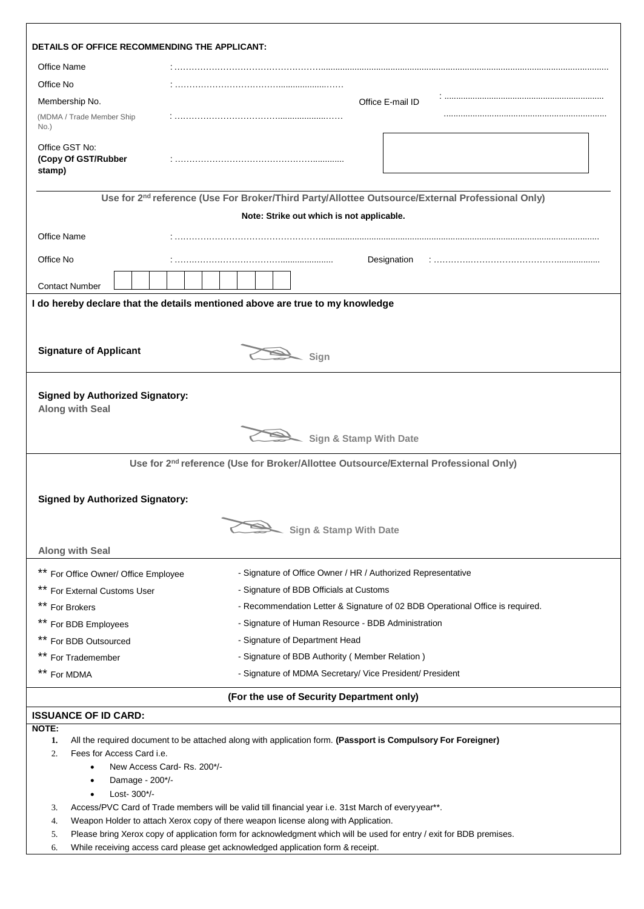**DETAILS OF OFFICE RECOMMENDING THE APPLICANT:**

Office Name : ……………………………………………………………………………………………………………………………………

Office No : ……………………………………………………

Membership No. (MDMA / Trade Member Ship No.) : ……………………………………………………

Office E-mail ID : ……………………………………………………………

Office GST No: **(Copy Of GST/Rubber stamp)** : ……………………………………………………

**Use for 2nd reference (Use For Broker/Third Party/Allottee Outsource/External Professional Only)**

**Note: Strike out which is not applicable.**

Office Name : ……………………………………………………………………………………………………………………………………

Office No : …………………………………………………… Designation : ……………………………………………………

Contact Number | | | | | | | | | | |

**I do hereby declare that the details mentioned above are true to my knowledge**

**Signature of Applicant** Sign

**Signed by Authorized Signatory:**
**Along with Seal**

**Sign & Stamp With Date**

**Use for 2nd reference (Use for Broker/Allottee Outsource/External Professional Only)**

**Signed by Authorized Signatory:**

**Sign & Stamp With Date**

**Along with Seal**

| | |
|---|---|
| ** For Office Owner/ Office Employee | - Signature of Office Owner / HR / Authorized Representative |
| ** For External Customs User | - Signature of BDB Officials at Customs |
| ** For Brokers | - Recommendation Letter & Signature of 02 BDB Operational Office is required. |
| ** For BDB Employees | - Signature of Human Resource - BDB Administration |
| ** For BDB Outsourced | - Signature of Department Head |
| ** For Trademember | - Signature of BDB Authority ( Member Relation ) |
| ** For MDMA | - Signature of MDMA Secretary/ Vice President/ President |

**(For the use of Security Department only)**

**ISSUANCE OF ID CARD:**

**NOTE:**

1. All the required document to be attached along with application form. **(Passport is Compulsory For Foreigner)**
2. Fees for Access Card i.e.
   - New Access Card- Rs. 200*/-
   - Damage - 200*/-
   - Lost- 300*/-
3. Access/PVC Card of Trade members will be valid till financial year i.e. 31st March of every year**.
4. Weapon Holder to attach Xerox copy of there weapon license along with Application.
5. Please bring Xerox copy of application form for acknowledgment which will be used for entry / exit for BDB premises.
6. While receiving access card please get acknowledged application form & receipt.